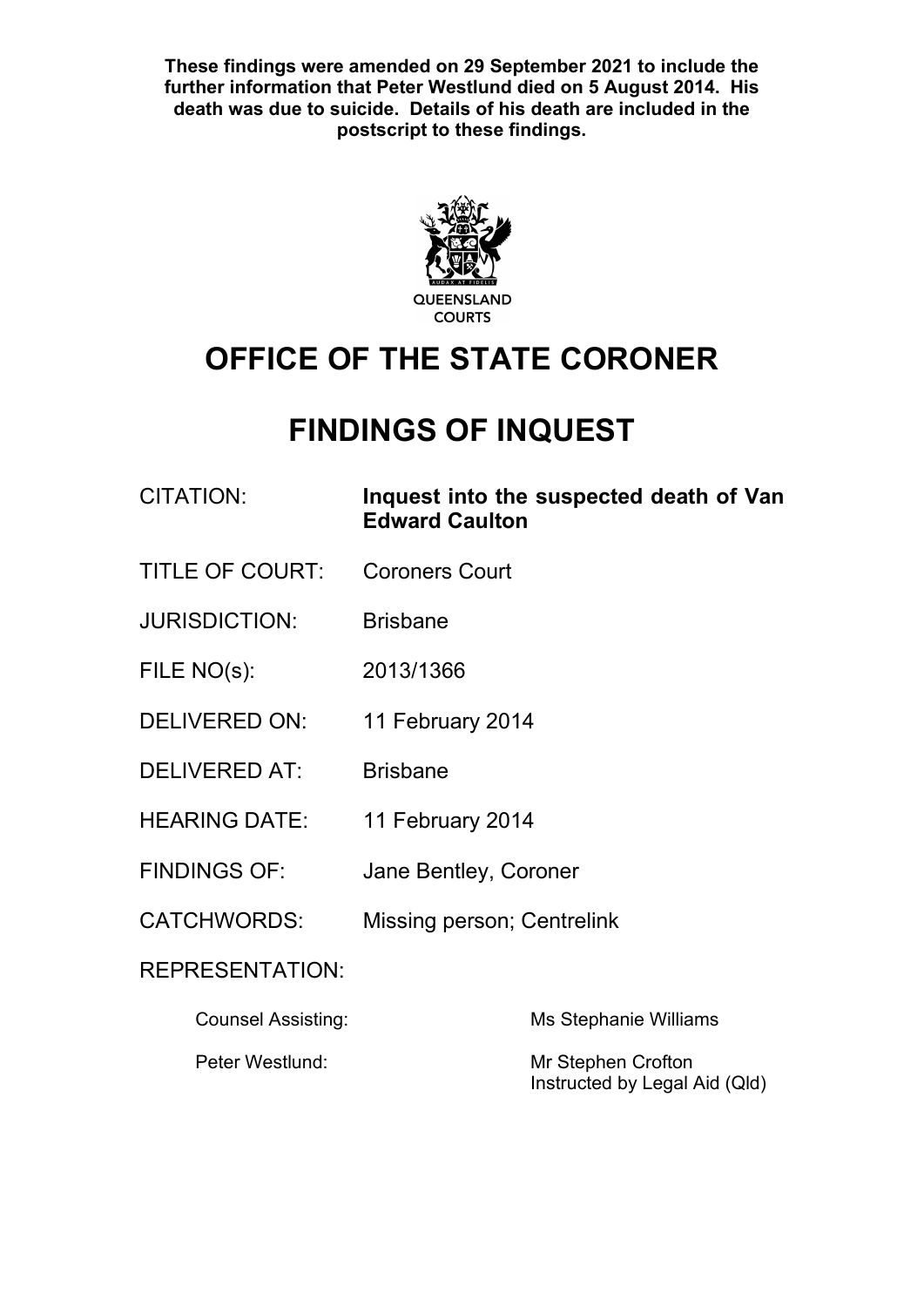**These findings were amended on 29 September 2021 to include the further information that Peter Westlund died on 5 August 2014. His death was due to suicide. Details of his death are included in the postscript to these findings.**

QUEENSLAND COURTS

# OFFICE OF THE STATE CORONER

# FINDINGS OF INQUEST

| | |
|---|---|
| CITATION: | **Inquest into the suspected death of Van Edward Caulton** |
| TITLE OF COURT: | Coroners Court |
| JURISDICTION: | Brisbane |
| FILE NO(s): | 2013/1366 |
| DELIVERED ON: | 11 February 2014 |
| DELIVERED AT: | Brisbane |
| HEARING DATE: | 11 February 2014 |
| FINDINGS OF: | Jane Bentley, Coroner |
| CATCHWORDS: | Missing person; Centrelink |

REPRESENTATION:

| | |
|---|---|
| Counsel Assisting: | Ms Stephanie Williams |
| Peter Westlund: | Mr Stephen Crofton<br>Instructed by Legal Aid (Qld) |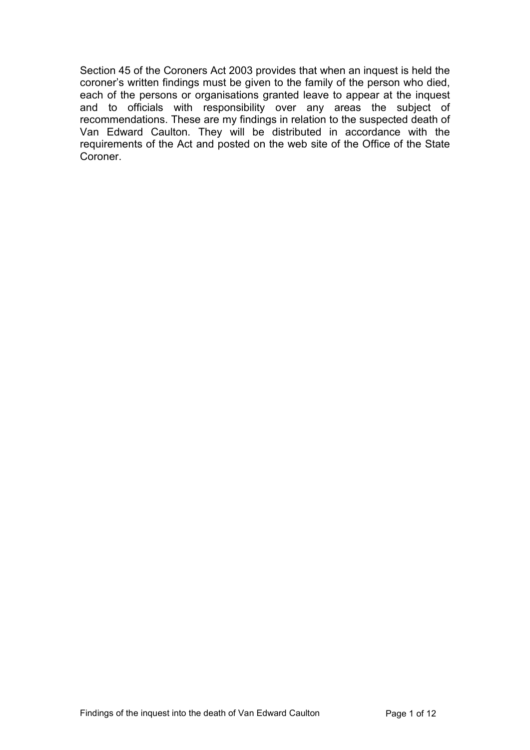Section 45 of the Coroners Act 2003 provides that when an inquest is held the coroner's written findings must be given to the family of the person who died, each of the persons or organisations granted leave to appear at the inquest and to officials with responsibility over any areas the subject of recommendations. These are my findings in relation to the suspected death of Van Edward Caulton. They will be distributed in accordance with the requirements of the Act and posted on the web site of the Office of the State Coroner.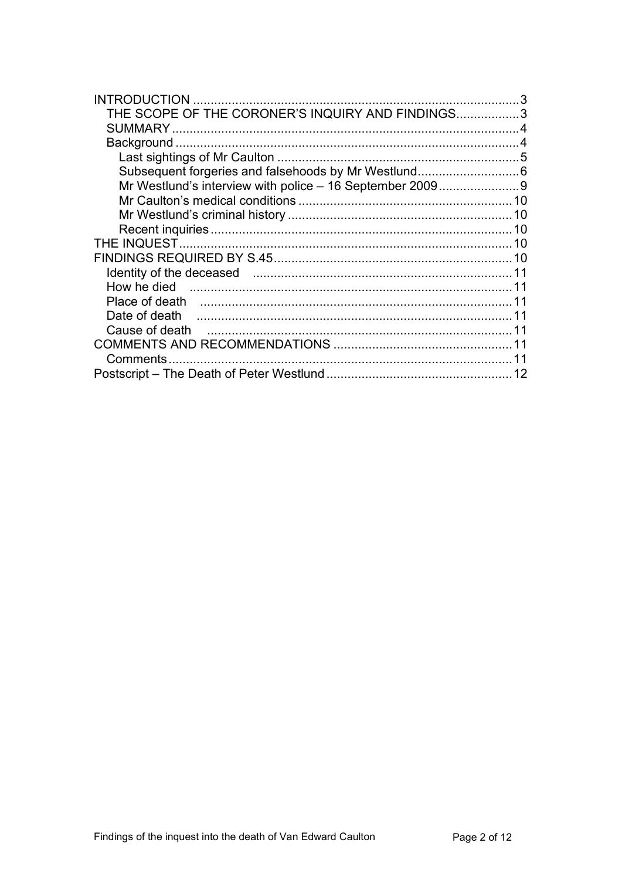INTRODUCTION ........................................................................................... 3
  THE SCOPE OF THE CORONER'S INQUIRY AND FINDINGS.................. 3
  SUMMARY .................................................................................................. 4
  Background ................................................................................................. 4
    Last sightings of Mr Caulton .................................................................... 5
    Subsequent forgeries and falsehoods by Mr Westlund............................ 6
    Mr Westlund's interview with police – 16 September 2009....................... 9
    Mr Caulton's medical conditions ............................................................ 10
    Mr Westlund's criminal history ............................................................... 10
    Recent inquiries ..................................................................................... 10
THE INQUEST............................................................................................. 10
FINDINGS REQUIRED BY S.45.................................................................. 10
  Identity of the deceased ........................................................................ 11
  How he died .......................................................................................... 11
  Place of death ....................................................................................... 11
  Date of death ........................................................................................ 11
  Cause of death ..................................................................................... 11
COMMENTS AND RECOMMENDATIONS .................................................. 11
  Comments ................................................................................................ 11
Postscript – The Death of Peter Westlund .................................................... 12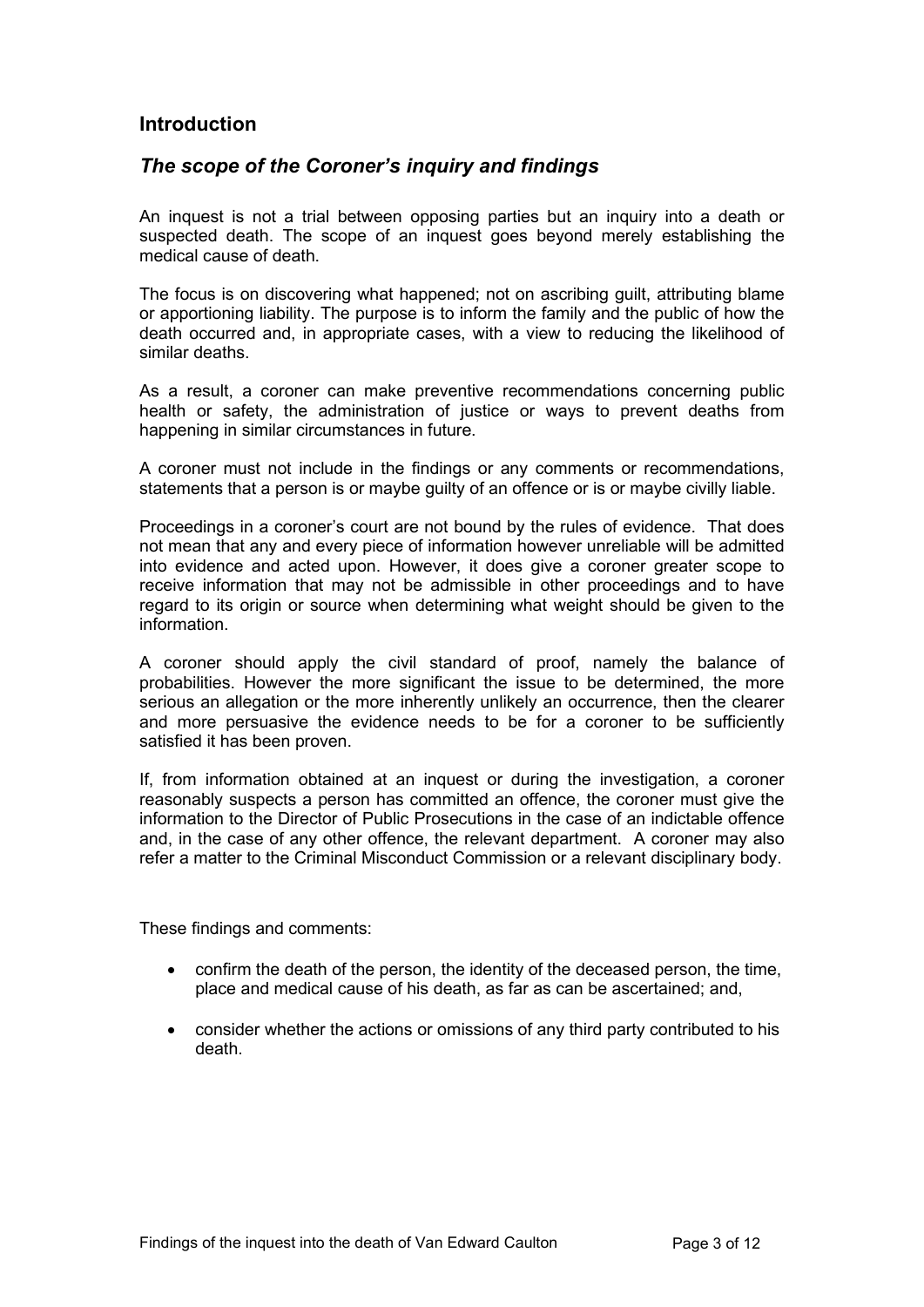## Introduction

### *The scope of the Coroner's inquiry and findings*

An inquest is not a trial between opposing parties but an inquiry into a death or suspected death. The scope of an inquest goes beyond merely establishing the medical cause of death.

The focus is on discovering what happened; not on ascribing guilt, attributing blame or apportioning liability. The purpose is to inform the family and the public of how the death occurred and, in appropriate cases, with a view to reducing the likelihood of similar deaths.

As a result, a coroner can make preventive recommendations concerning public health or safety, the administration of justice or ways to prevent deaths from happening in similar circumstances in future.

A coroner must not include in the findings or any comments or recommendations, statements that a person is or maybe guilty of an offence or is or maybe civilly liable.

Proceedings in a coroner's court are not bound by the rules of evidence. That does not mean that any and every piece of information however unreliable will be admitted into evidence and acted upon. However, it does give a coroner greater scope to receive information that may not be admissible in other proceedings and to have regard to its origin or source when determining what weight should be given to the information.

A coroner should apply the civil standard of proof, namely the balance of probabilities. However the more significant the issue to be determined, the more serious an allegation or the more inherently unlikely an occurrence, then the clearer and more persuasive the evidence needs to be for a coroner to be sufficiently satisfied it has been proven.

If, from information obtained at an inquest or during the investigation, a coroner reasonably suspects a person has committed an offence, the coroner must give the information to the Director of Public Prosecutions in the case of an indictable offence and, in the case of any other offence, the relevant department. A coroner may also refer a matter to the Criminal Misconduct Commission or a relevant disciplinary body.

These findings and comments:

- confirm the death of the person, the identity of the deceased person, the time, place and medical cause of his death, as far as can be ascertained; and,
- consider whether the actions or omissions of any third party contributed to his death.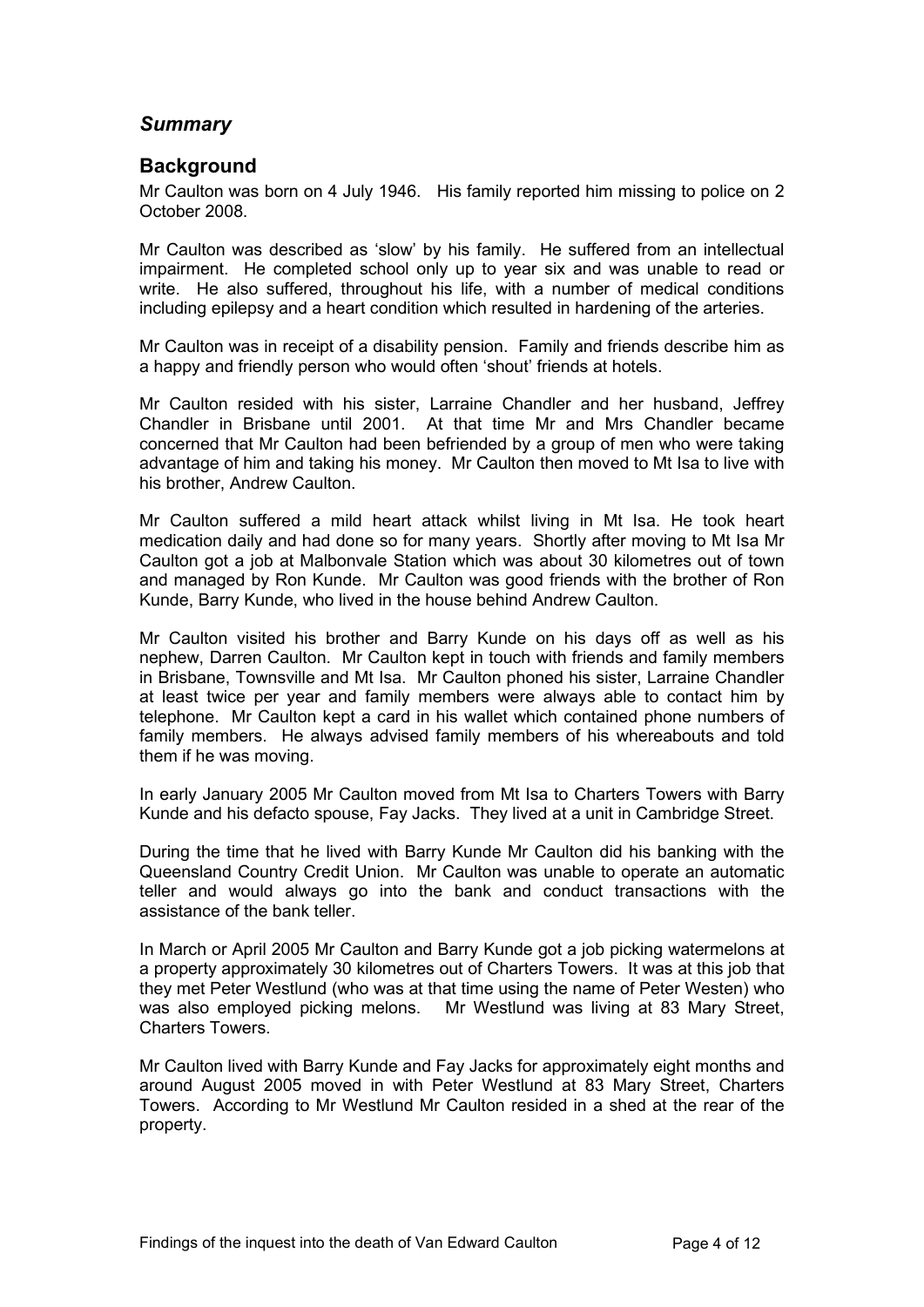## *Summary*

## Background

Mr Caulton was born on 4 July 1946. His family reported him missing to police on 2 October 2008.

Mr Caulton was described as 'slow' by his family. He suffered from an intellectual impairment. He completed school only up to year six and was unable to read or write. He also suffered, throughout his life, with a number of medical conditions including epilepsy and a heart condition which resulted in hardening of the arteries.

Mr Caulton was in receipt of a disability pension. Family and friends describe him as a happy and friendly person who would often 'shout' friends at hotels.

Mr Caulton resided with his sister, Larraine Chandler and her husband, Jeffrey Chandler in Brisbane until 2001. At that time Mr and Mrs Chandler became concerned that Mr Caulton had been befriended by a group of men who were taking advantage of him and taking his money. Mr Caulton then moved to Mt Isa to live with his brother, Andrew Caulton.

Mr Caulton suffered a mild heart attack whilst living in Mt Isa. He took heart medication daily and had done so for many years. Shortly after moving to Mt Isa Mr Caulton got a job at Malbonvale Station which was about 30 kilometres out of town and managed by Ron Kunde. Mr Caulton was good friends with the brother of Ron Kunde, Barry Kunde, who lived in the house behind Andrew Caulton.

Mr Caulton visited his brother and Barry Kunde on his days off as well as his nephew, Darren Caulton. Mr Caulton kept in touch with friends and family members in Brisbane, Townsville and Mt Isa. Mr Caulton phoned his sister, Larraine Chandler at least twice per year and family members were always able to contact him by telephone. Mr Caulton kept a card in his wallet which contained phone numbers of family members. He always advised family members of his whereabouts and told them if he was moving.

In early January 2005 Mr Caulton moved from Mt Isa to Charters Towers with Barry Kunde and his defacto spouse, Fay Jacks. They lived at a unit in Cambridge Street.

During the time that he lived with Barry Kunde Mr Caulton did his banking with the Queensland Country Credit Union. Mr Caulton was unable to operate an automatic teller and would always go into the bank and conduct transactions with the assistance of the bank teller.

In March or April 2005 Mr Caulton and Barry Kunde got a job picking watermelons at a property approximately 30 kilometres out of Charters Towers. It was at this job that they met Peter Westlund (who was at that time using the name of Peter Westen) who was also employed picking melons. Mr Westlund was living at 83 Mary Street, Charters Towers.

Mr Caulton lived with Barry Kunde and Fay Jacks for approximately eight months and around August 2005 moved in with Peter Westlund at 83 Mary Street, Charters Towers. According to Mr Westlund Mr Caulton resided in a shed at the rear of the property.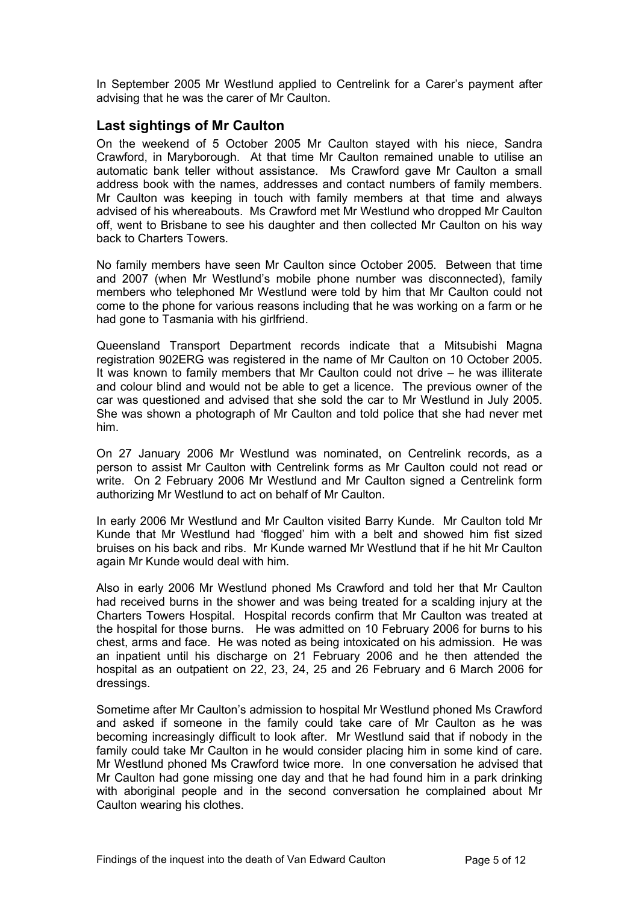In September 2005 Mr Westlund applied to Centrelink for a Carer's payment after advising that he was the carer of Mr Caulton.

## Last sightings of Mr Caulton

On the weekend of 5 October 2005 Mr Caulton stayed with his niece, Sandra Crawford, in Maryborough. At that time Mr Caulton remained unable to utilise an automatic bank teller without assistance. Ms Crawford gave Mr Caulton a small address book with the names, addresses and contact numbers of family members. Mr Caulton was keeping in touch with family members at that time and always advised of his whereabouts. Ms Crawford met Mr Westlund who dropped Mr Caulton off, went to Brisbane to see his daughter and then collected Mr Caulton on his way back to Charters Towers.

No family members have seen Mr Caulton since October 2005. Between that time and 2007 (when Mr Westlund's mobile phone number was disconnected), family members who telephoned Mr Westlund were told by him that Mr Caulton could not come to the phone for various reasons including that he was working on a farm or he had gone to Tasmania with his girlfriend.

Queensland Transport Department records indicate that a Mitsubishi Magna registration 902ERG was registered in the name of Mr Caulton on 10 October 2005. It was known to family members that Mr Caulton could not drive – he was illiterate and colour blind and would not be able to get a licence. The previous owner of the car was questioned and advised that she sold the car to Mr Westlund in July 2005. She was shown a photograph of Mr Caulton and told police that she had never met him.

On 27 January 2006 Mr Westlund was nominated, on Centrelink records, as a person to assist Mr Caulton with Centrelink forms as Mr Caulton could not read or write. On 2 February 2006 Mr Westlund and Mr Caulton signed a Centrelink form authorizing Mr Westlund to act on behalf of Mr Caulton.

In early 2006 Mr Westlund and Mr Caulton visited Barry Kunde. Mr Caulton told Mr Kunde that Mr Westlund had 'flogged' him with a belt and showed him fist sized bruises on his back and ribs. Mr Kunde warned Mr Westlund that if he hit Mr Caulton again Mr Kunde would deal with him.

Also in early 2006 Mr Westlund phoned Ms Crawford and told her that Mr Caulton had received burns in the shower and was being treated for a scalding injury at the Charters Towers Hospital. Hospital records confirm that Mr Caulton was treated at the hospital for those burns. He was admitted on 10 February 2006 for burns to his chest, arms and face. He was noted as being intoxicated on his admission. He was an inpatient until his discharge on 21 February 2006 and he then attended the hospital as an outpatient on 22, 23, 24, 25 and 26 February and 6 March 2006 for dressings.

Sometime after Mr Caulton's admission to hospital Mr Westlund phoned Ms Crawford and asked if someone in the family could take care of Mr Caulton as he was becoming increasingly difficult to look after. Mr Westlund said that if nobody in the family could take Mr Caulton in he would consider placing him in some kind of care. Mr Westlund phoned Ms Crawford twice more. In one conversation he advised that Mr Caulton had gone missing one day and that he had found him in a park drinking with aboriginal people and in the second conversation he complained about Mr Caulton wearing his clothes.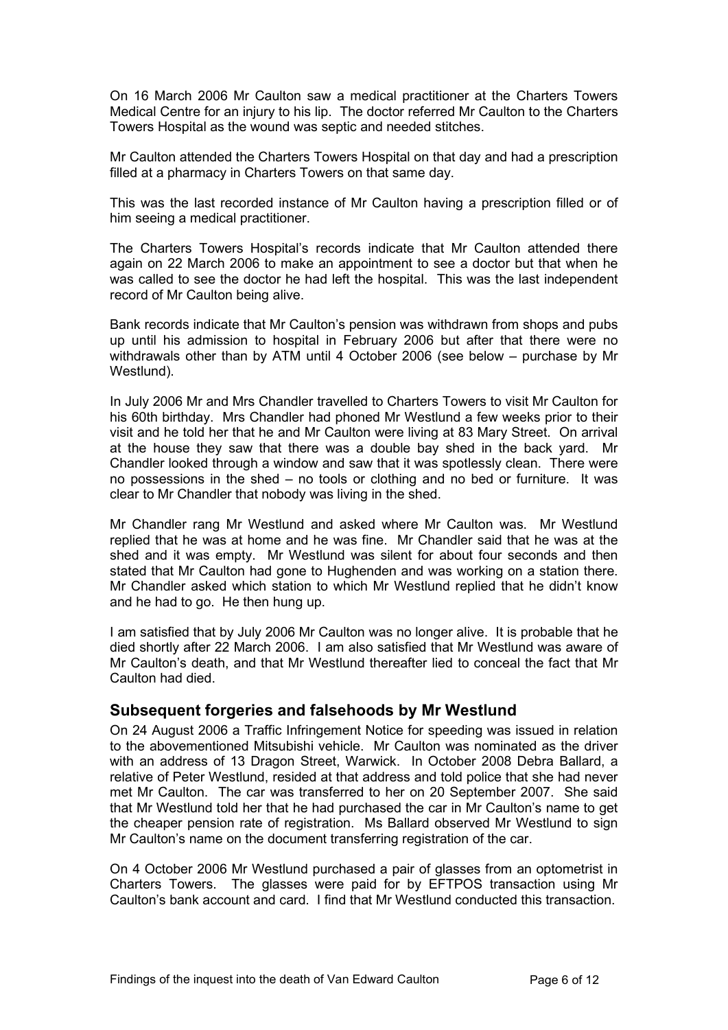On 16 March 2006 Mr Caulton saw a medical practitioner at the Charters Towers Medical Centre for an injury to his lip. The doctor referred Mr Caulton to the Charters Towers Hospital as the wound was septic and needed stitches.

Mr Caulton attended the Charters Towers Hospital on that day and had a prescription filled at a pharmacy in Charters Towers on that same day.

This was the last recorded instance of Mr Caulton having a prescription filled or of him seeing a medical practitioner.

The Charters Towers Hospital's records indicate that Mr Caulton attended there again on 22 March 2006 to make an appointment to see a doctor but that when he was called to see the doctor he had left the hospital. This was the last independent record of Mr Caulton being alive.

Bank records indicate that Mr Caulton's pension was withdrawn from shops and pubs up until his admission to hospital in February 2006 but after that there were no withdrawals other than by ATM until 4 October 2006 (see below – purchase by Mr Westlund).

In July 2006 Mr and Mrs Chandler travelled to Charters Towers to visit Mr Caulton for his 60th birthday. Mrs Chandler had phoned Mr Westlund a few weeks prior to their visit and he told her that he and Mr Caulton were living at 83 Mary Street. On arrival at the house they saw that there was a double bay shed in the back yard. Mr Chandler looked through a window and saw that it was spotlessly clean. There were no possessions in the shed – no tools or clothing and no bed or furniture. It was clear to Mr Chandler that nobody was living in the shed.

Mr Chandler rang Mr Westlund and asked where Mr Caulton was. Mr Westlund replied that he was at home and he was fine. Mr Chandler said that he was at the shed and it was empty. Mr Westlund was silent for about four seconds and then stated that Mr Caulton had gone to Hughenden and was working on a station there. Mr Chandler asked which station to which Mr Westlund replied that he didn't know and he had to go. He then hung up.

I am satisfied that by July 2006 Mr Caulton was no longer alive. It is probable that he died shortly after 22 March 2006. I am also satisfied that Mr Westlund was aware of Mr Caulton's death, and that Mr Westlund thereafter lied to conceal the fact that Mr Caulton had died.

## Subsequent forgeries and falsehoods by Mr Westlund

On 24 August 2006 a Traffic Infringement Notice for speeding was issued in relation to the abovementioned Mitsubishi vehicle. Mr Caulton was nominated as the driver with an address of 13 Dragon Street, Warwick. In October 2008 Debra Ballard, a relative of Peter Westlund, resided at that address and told police that she had never met Mr Caulton. The car was transferred to her on 20 September 2007. She said that Mr Westlund told her that he had purchased the car in Mr Caulton's name to get the cheaper pension rate of registration. Ms Ballard observed Mr Westlund to sign Mr Caulton's name on the document transferring registration of the car.

On 4 October 2006 Mr Westlund purchased a pair of glasses from an optometrist in Charters Towers. The glasses were paid for by EFTPOS transaction using Mr Caulton's bank account and card. I find that Mr Westlund conducted this transaction.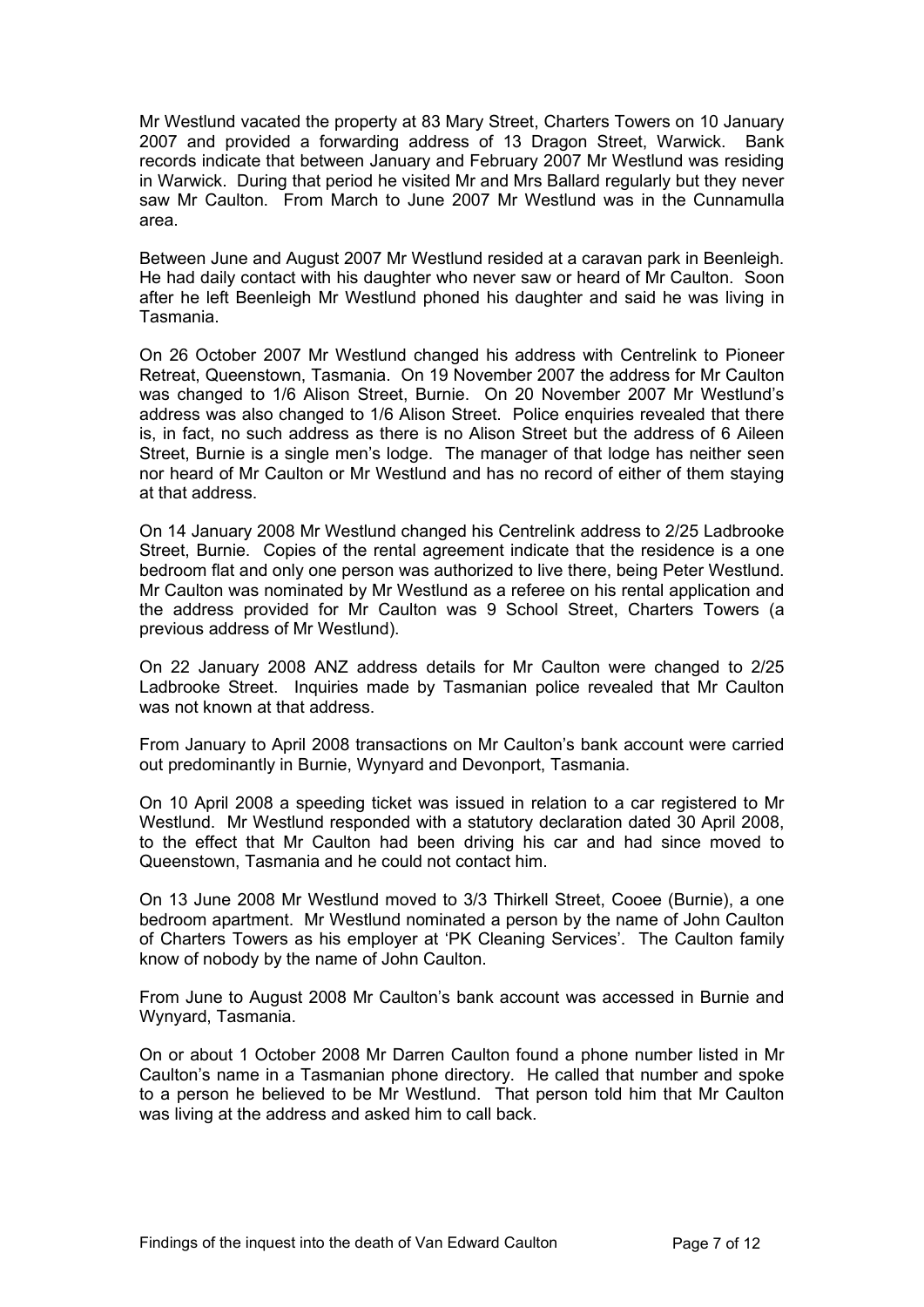Mr Westlund vacated the property at 83 Mary Street, Charters Towers on 10 January 2007 and provided a forwarding address of 13 Dragon Street, Warwick. Bank records indicate that between January and February 2007 Mr Westlund was residing in Warwick. During that period he visited Mr and Mrs Ballard regularly but they never saw Mr Caulton. From March to June 2007 Mr Westlund was in the Cunnamulla area.

Between June and August 2007 Mr Westlund resided at a caravan park in Beenleigh. He had daily contact with his daughter who never saw or heard of Mr Caulton. Soon after he left Beenleigh Mr Westlund phoned his daughter and said he was living in Tasmania.

On 26 October 2007 Mr Westlund changed his address with Centrelink to Pioneer Retreat, Queenstown, Tasmania. On 19 November 2007 the address for Mr Caulton was changed to 1/6 Alison Street, Burnie. On 20 November 2007 Mr Westlund's address was also changed to 1/6 Alison Street. Police enquiries revealed that there is, in fact, no such address as there is no Alison Street but the address of 6 Aileen Street, Burnie is a single men's lodge. The manager of that lodge has neither seen nor heard of Mr Caulton or Mr Westlund and has no record of either of them staying at that address.

On 14 January 2008 Mr Westlund changed his Centrelink address to 2/25 Ladbrooke Street, Burnie. Copies of the rental agreement indicate that the residence is a one bedroom flat and only one person was authorized to live there, being Peter Westlund. Mr Caulton was nominated by Mr Westlund as a referee on his rental application and the address provided for Mr Caulton was 9 School Street, Charters Towers (a previous address of Mr Westlund).

On 22 January 2008 ANZ address details for Mr Caulton were changed to 2/25 Ladbrooke Street. Inquiries made by Tasmanian police revealed that Mr Caulton was not known at that address.

From January to April 2008 transactions on Mr Caulton's bank account were carried out predominantly in Burnie, Wynyard and Devonport, Tasmania.

On 10 April 2008 a speeding ticket was issued in relation to a car registered to Mr Westlund. Mr Westlund responded with a statutory declaration dated 30 April 2008, to the effect that Mr Caulton had been driving his car and had since moved to Queenstown, Tasmania and he could not contact him.

On 13 June 2008 Mr Westlund moved to 3/3 Thirkell Street, Cooee (Burnie), a one bedroom apartment. Mr Westlund nominated a person by the name of John Caulton of Charters Towers as his employer at 'PK Cleaning Services'. The Caulton family know of nobody by the name of John Caulton.

From June to August 2008 Mr Caulton's bank account was accessed in Burnie and Wynyard, Tasmania.

On or about 1 October 2008 Mr Darren Caulton found a phone number listed in Mr Caulton's name in a Tasmanian phone directory. He called that number and spoke to a person he believed to be Mr Westlund. That person told him that Mr Caulton was living at the address and asked him to call back.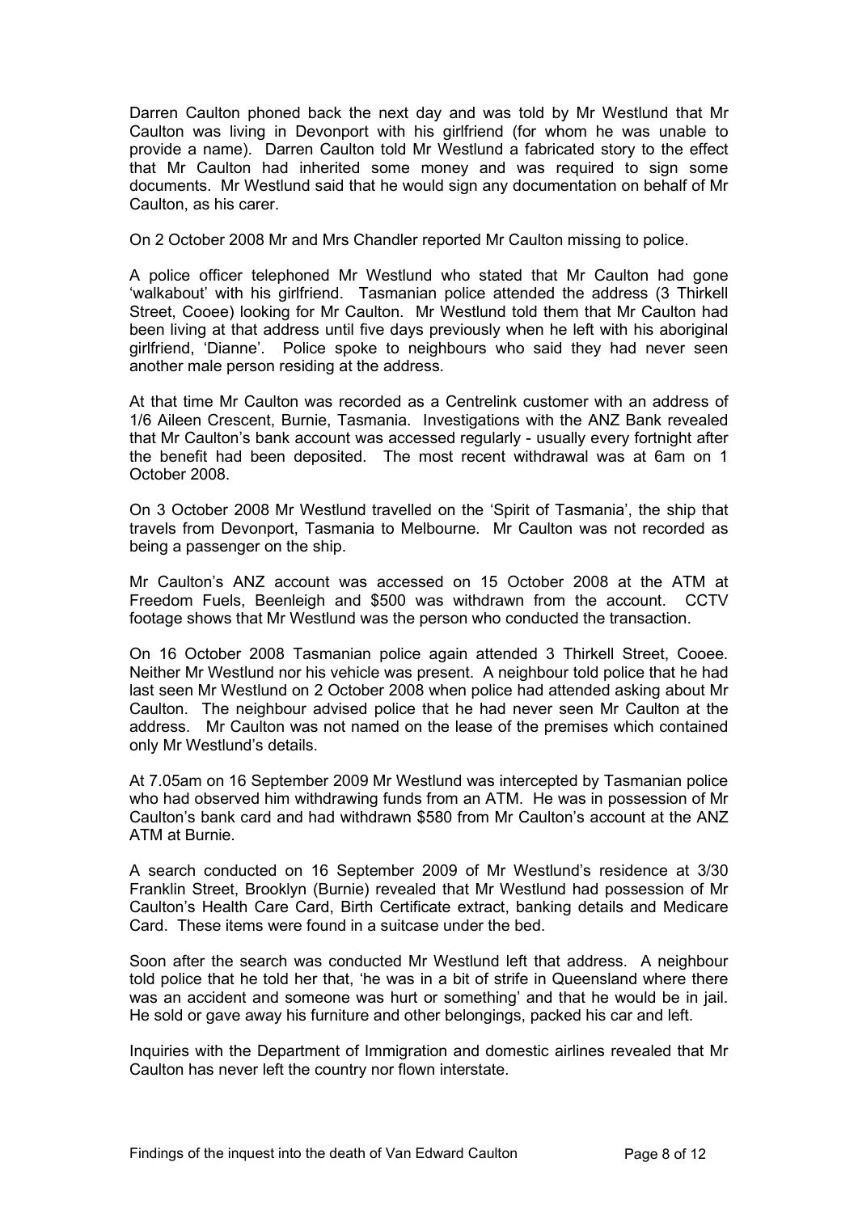Darren Caulton phoned back the next day and was told by Mr Westlund that Mr Caulton was living in Devonport with his girlfriend (for whom he was unable to provide a name). Darren Caulton told Mr Westlund a fabricated story to the effect that Mr Caulton had inherited some money and was required to sign some documents. Mr Westlund said that he would sign any documentation on behalf of Mr Caulton, as his carer.

On 2 October 2008 Mr and Mrs Chandler reported Mr Caulton missing to police.

A police officer telephoned Mr Westlund who stated that Mr Caulton had gone 'walkabout' with his girlfriend. Tasmanian police attended the address (3 Thirkell Street, Cooee) looking for Mr Caulton. Mr Westlund told them that Mr Caulton had been living at that address until five days previously when he left with his aboriginal girlfriend, 'Dianne'. Police spoke to neighbours who said they had never seen another male person residing at the address.

At that time Mr Caulton was recorded as a Centrelink customer with an address of 1/6 Aileen Crescent, Burnie, Tasmania. Investigations with the ANZ Bank revealed that Mr Caulton's bank account was accessed regularly - usually every fortnight after the benefit had been deposited. The most recent withdrawal was at 6am on 1 October 2008.

On 3 October 2008 Mr Westlund travelled on the 'Spirit of Tasmania', the ship that travels from Devonport, Tasmania to Melbourne. Mr Caulton was not recorded as being a passenger on the ship.

Mr Caulton's ANZ account was accessed on 15 October 2008 at the ATM at Freedom Fuels, Beenleigh and $500 was withdrawn from the account. CCTV footage shows that Mr Westlund was the person who conducted the transaction.

On 16 October 2008 Tasmanian police again attended 3 Thirkell Street, Cooee. Neither Mr Westlund nor his vehicle was present. A neighbour told police that he had last seen Mr Westlund on 2 October 2008 when police had attended asking about Mr Caulton. The neighbour advised police that he had never seen Mr Caulton at the address. Mr Caulton was not named on the lease of the premises which contained only Mr Westlund's details.

At 7.05am on 16 September 2009 Mr Westlund was intercepted by Tasmanian police who had observed him withdrawing funds from an ATM. He was in possession of Mr Caulton's bank card and had withdrawn $580 from Mr Caulton's account at the ANZ ATM at Burnie.

A search conducted on 16 September 2009 of Mr Westlund's residence at 3/30 Franklin Street, Brooklyn (Burnie) revealed that Mr Westlund had possession of Mr Caulton's Health Care Card, Birth Certificate extract, banking details and Medicare Card. These items were found in a suitcase under the bed.

Soon after the search was conducted Mr Westlund left that address. A neighbour told police that he told her that, 'he was in a bit of strife in Queensland where there was an accident and someone was hurt or something' and that he would be in jail. He sold or gave away his furniture and other belongings, packed his car and left.

Inquiries with the Department of Immigration and domestic airlines revealed that Mr Caulton has never left the country nor flown interstate.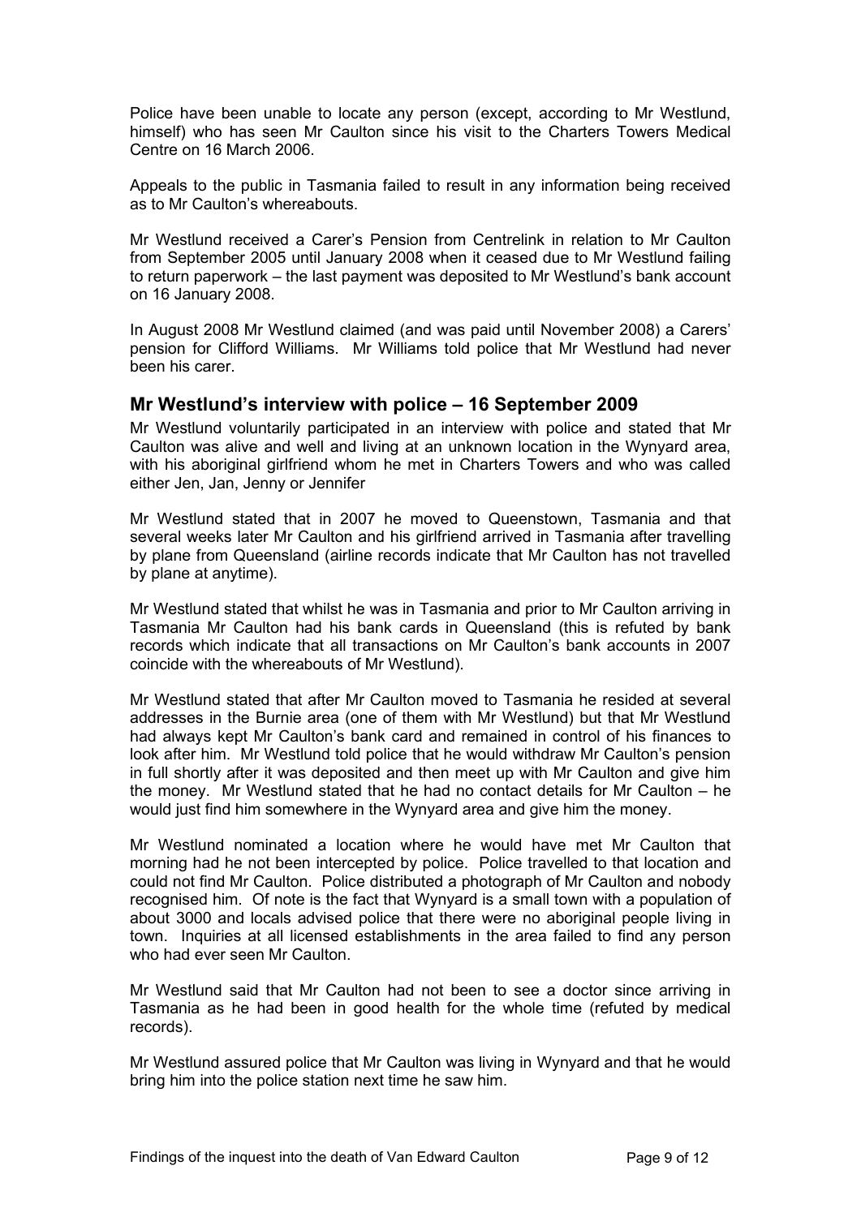Police have been unable to locate any person (except, according to Mr Westlund, himself) who has seen Mr Caulton since his visit to the Charters Towers Medical Centre on 16 March 2006.

Appeals to the public in Tasmania failed to result in any information being received as to Mr Caulton's whereabouts.

Mr Westlund received a Carer's Pension from Centrelink in relation to Mr Caulton from September 2005 until January 2008 when it ceased due to Mr Westlund failing to return paperwork – the last payment was deposited to Mr Westlund's bank account on 16 January 2008.

In August 2008 Mr Westlund claimed (and was paid until November 2008) a Carers' pension for Clifford Williams. Mr Williams told police that Mr Westlund had never been his carer.

## Mr Westlund's interview with police – 16 September 2009

Mr Westlund voluntarily participated in an interview with police and stated that Mr Caulton was alive and well and living at an unknown location in the Wynyard area, with his aboriginal girlfriend whom he met in Charters Towers and who was called either Jen, Jan, Jenny or Jennifer

Mr Westlund stated that in 2007 he moved to Queenstown, Tasmania and that several weeks later Mr Caulton and his girlfriend arrived in Tasmania after travelling by plane from Queensland (airline records indicate that Mr Caulton has not travelled by plane at anytime).

Mr Westlund stated that whilst he was in Tasmania and prior to Mr Caulton arriving in Tasmania Mr Caulton had his bank cards in Queensland (this is refuted by bank records which indicate that all transactions on Mr Caulton's bank accounts in 2007 coincide with the whereabouts of Mr Westlund).

Mr Westlund stated that after Mr Caulton moved to Tasmania he resided at several addresses in the Burnie area (one of them with Mr Westlund) but that Mr Westlund had always kept Mr Caulton's bank card and remained in control of his finances to look after him. Mr Westlund told police that he would withdraw Mr Caulton's pension in full shortly after it was deposited and then meet up with Mr Caulton and give him the money. Mr Westlund stated that he had no contact details for Mr Caulton – he would just find him somewhere in the Wynyard area and give him the money.

Mr Westlund nominated a location where he would have met Mr Caulton that morning had he not been intercepted by police. Police travelled to that location and could not find Mr Caulton. Police distributed a photograph of Mr Caulton and nobody recognised him. Of note is the fact that Wynyard is a small town with a population of about 3000 and locals advised police that there were no aboriginal people living in town. Inquiries at all licensed establishments in the area failed to find any person who had ever seen Mr Caulton.

Mr Westlund said that Mr Caulton had not been to see a doctor since arriving in Tasmania as he had been in good health for the whole time (refuted by medical records).

Mr Westlund assured police that Mr Caulton was living in Wynyard and that he would bring him into the police station next time he saw him.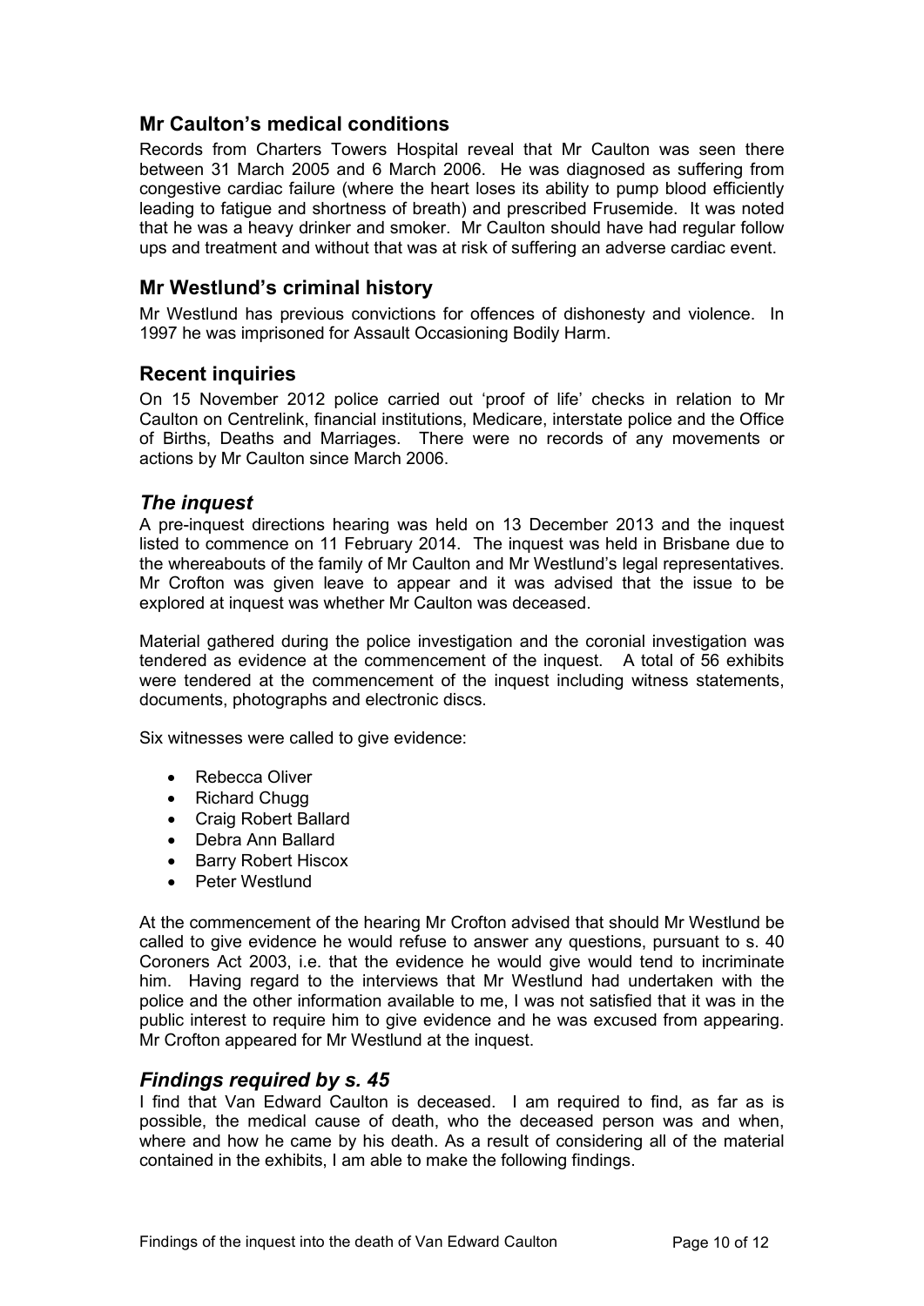## Mr Caulton's medical conditions

Records from Charters Towers Hospital reveal that Mr Caulton was seen there between 31 March 2005 and 6 March 2006. He was diagnosed as suffering from congestive cardiac failure (where the heart loses its ability to pump blood efficiently leading to fatigue and shortness of breath) and prescribed Frusemide. It was noted that he was a heavy drinker and smoker. Mr Caulton should have had regular follow ups and treatment and without that was at risk of suffering an adverse cardiac event.

## Mr Westlund's criminal history

Mr Westlund has previous convictions for offences of dishonesty and violence. In 1997 he was imprisoned for Assault Occasioning Bodily Harm.

## Recent inquiries

On 15 November 2012 police carried out 'proof of life' checks in relation to Mr Caulton on Centrelink, financial institutions, Medicare, interstate police and the Office of Births, Deaths and Marriages. There were no records of any movements or actions by Mr Caulton since March 2006.

## *The inquest*

A pre-inquest directions hearing was held on 13 December 2013 and the inquest listed to commence on 11 February 2014. The inquest was held in Brisbane due to the whereabouts of the family of Mr Caulton and Mr Westlund's legal representatives. Mr Crofton was given leave to appear and it was advised that the issue to be explored at inquest was whether Mr Caulton was deceased.

Material gathered during the police investigation and the coronial investigation was tendered as evidence at the commencement of the inquest. A total of 56 exhibits were tendered at the commencement of the inquest including witness statements, documents, photographs and electronic discs.

Six witnesses were called to give evidence:

- Rebecca Oliver
- Richard Chugg
- Craig Robert Ballard
- Debra Ann Ballard
- Barry Robert Hiscox
- Peter Westlund

At the commencement of the hearing Mr Crofton advised that should Mr Westlund be called to give evidence he would refuse to answer any questions, pursuant to s. 40 Coroners Act 2003, i.e. that the evidence he would give would tend to incriminate him. Having regard to the interviews that Mr Westlund had undertaken with the police and the other information available to me, I was not satisfied that it was in the public interest to require him to give evidence and he was excused from appearing. Mr Crofton appeared for Mr Westlund at the inquest.

## *Findings required by s. 45*

I find that Van Edward Caulton is deceased. I am required to find, as far as is possible, the medical cause of death, who the deceased person was and when, where and how he came by his death. As a result of considering all of the material contained in the exhibits, I am able to make the following findings.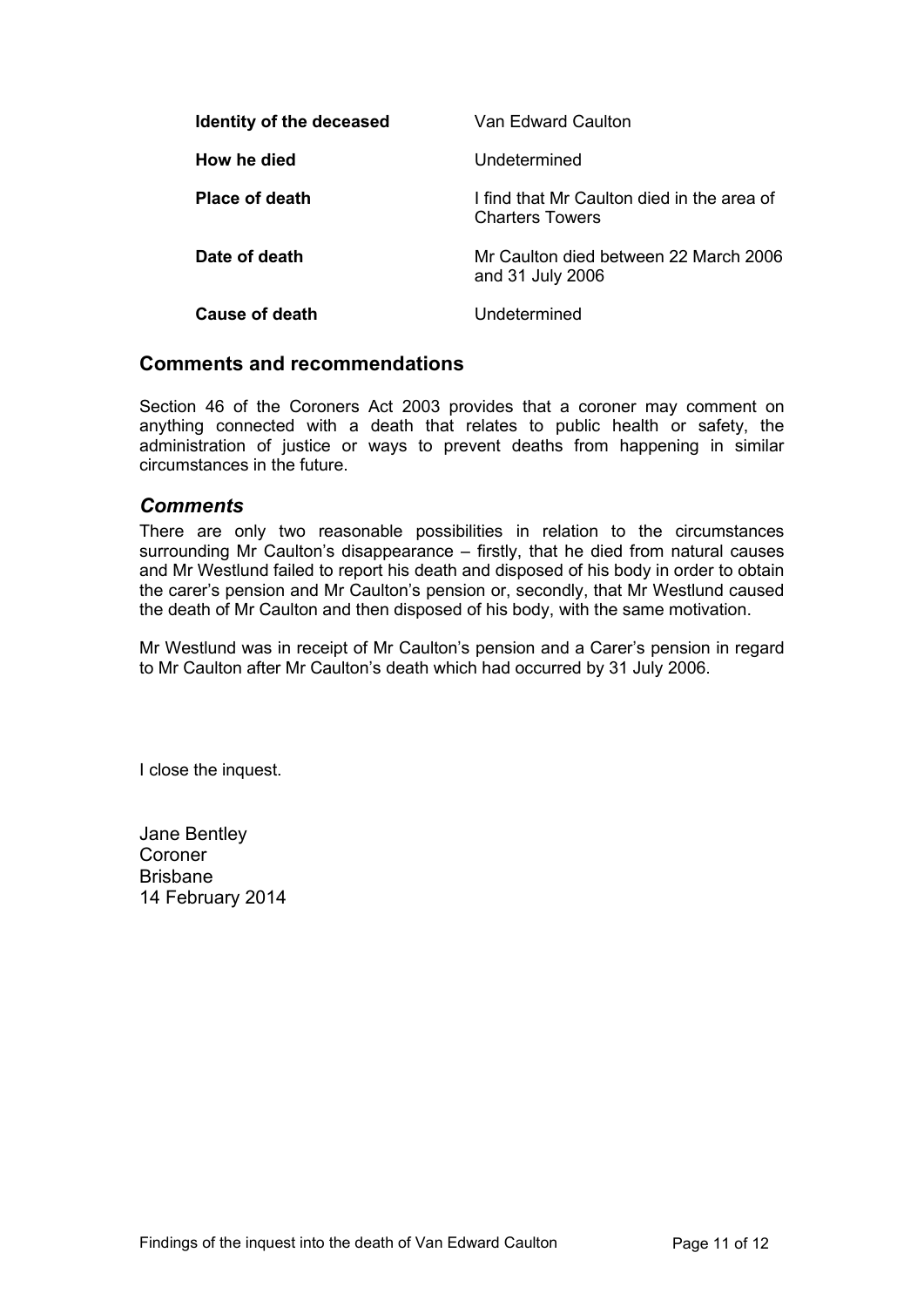| | |
|---|---|
| **Identity of the deceased** | Van Edward Caulton |
| **How he died** | Undetermined |
| **Place of death** | I find that Mr Caulton died in the area of Charters Towers |
| **Date of death** | Mr Caulton died between 22 March 2006 and 31 July 2006 |
| **Cause of death** | Undetermined |

## Comments and recommendations

Section 46 of the Coroners Act 2003 provides that a coroner may comment on anything connected with a death that relates to public health or safety, the administration of justice or ways to prevent deaths from happening in similar circumstances in the future.

### *Comments*

There are only two reasonable possibilities in relation to the circumstances surrounding Mr Caulton's disappearance – firstly, that he died from natural causes and Mr Westlund failed to report his death and disposed of his body in order to obtain the carer's pension and Mr Caulton's pension or, secondly, that Mr Westlund caused the death of Mr Caulton and then disposed of his body, with the same motivation.

Mr Westlund was in receipt of Mr Caulton's pension and a Carer's pension in regard to Mr Caulton after Mr Caulton's death which had occurred by 31 July 2006.

I close the inquest.

Jane Bentley
Coroner
Brisbane
14 February 2014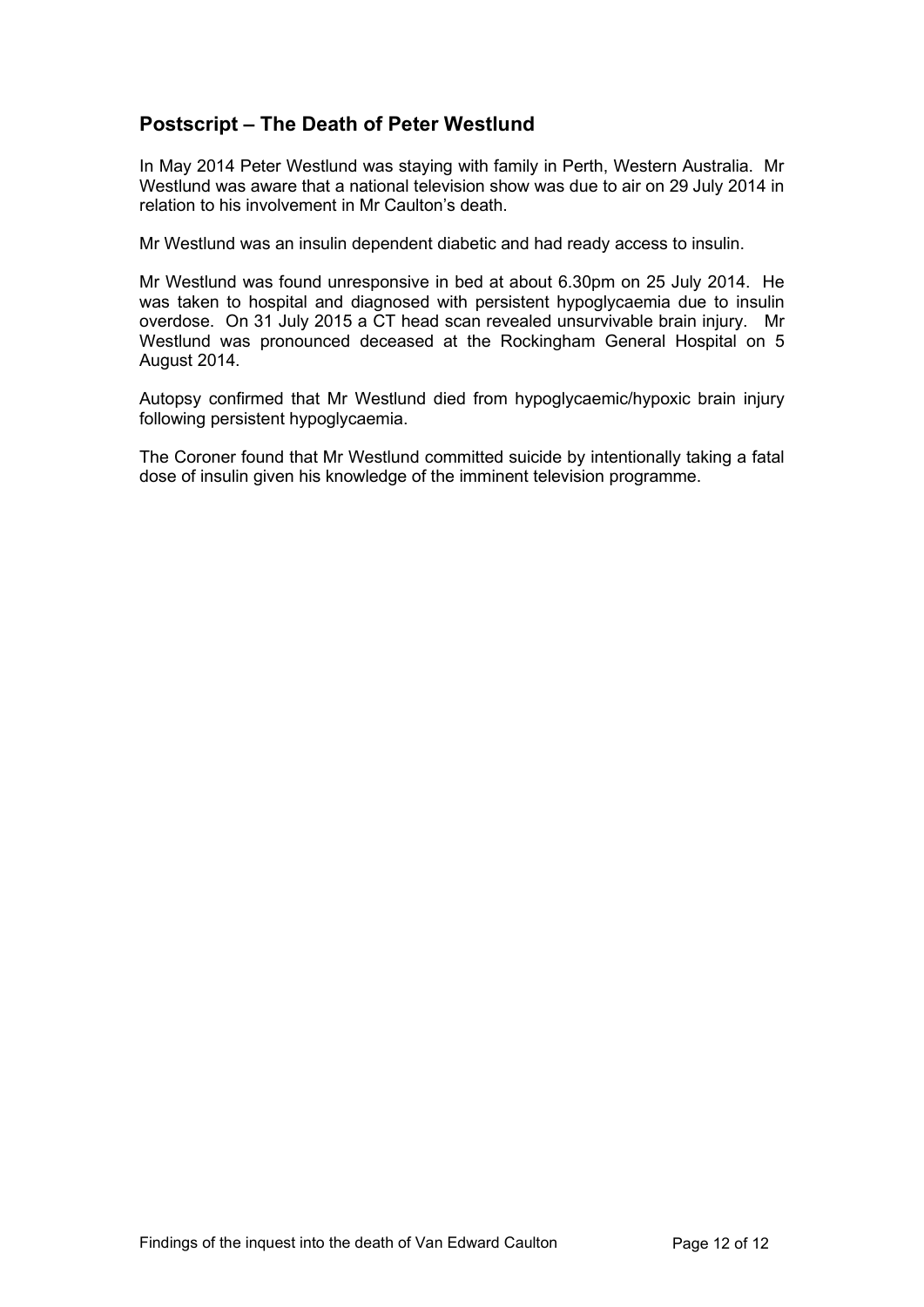## Postscript – The Death of Peter Westlund

In May 2014 Peter Westlund was staying with family in Perth, Western Australia. Mr Westlund was aware that a national television show was due to air on 29 July 2014 in relation to his involvement in Mr Caulton's death.

Mr Westlund was an insulin dependent diabetic and had ready access to insulin.

Mr Westlund was found unresponsive in bed at about 6.30pm on 25 July 2014. He was taken to hospital and diagnosed with persistent hypoglycaemia due to insulin overdose. On 31 July 2015 a CT head scan revealed unsurvivable brain injury. Mr Westlund was pronounced deceased at the Rockingham General Hospital on 5 August 2014.

Autopsy confirmed that Mr Westlund died from hypoglycaemic/hypoxic brain injury following persistent hypoglycaemia.

The Coroner found that Mr Westlund committed suicide by intentionally taking a fatal dose of insulin given his knowledge of the imminent television programme.